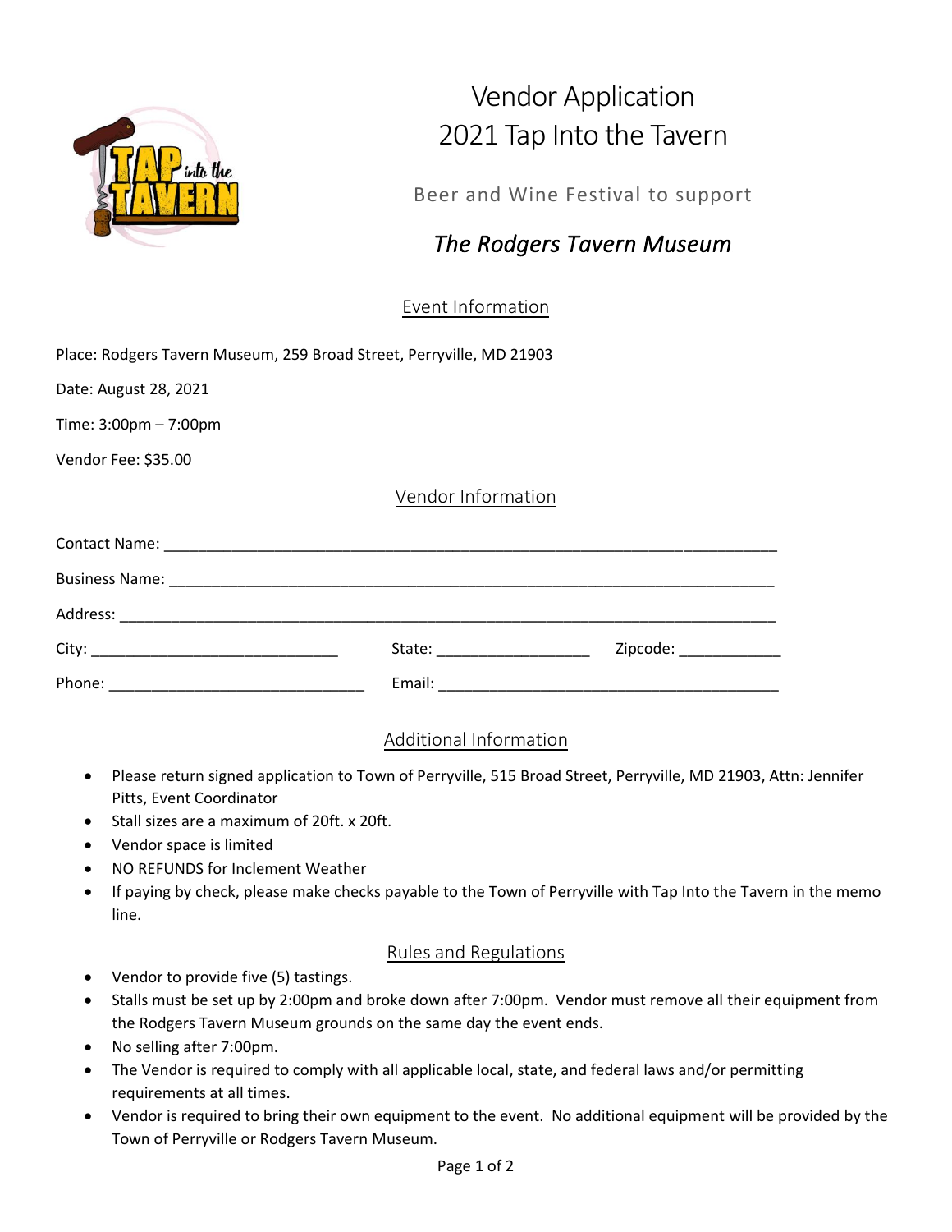# Vendor Application
# 2021 Tap Into the Tavern

Beer and Wine Festival to support

## *The Rodgers Tavern Museum*

### Event Information

Place: Rodgers Tavern Museum, 259 Broad Street, Perryville, MD 21903

Date: August 28, 2021

Time: 3:00pm – 7:00pm

Vendor Fee: $35.00

### Vendor Information

Contact Name: ___________________________________________________________________________

Business Name: __________________________________________________________________________

Address: ________________________________________________________________________________

City: ______________________________ State: __________________ Zipcode: ____________

Phone: _______________________________ Email: ________________________________________

### Additional Information

- Please return signed application to Town of Perryville, 515 Broad Street, Perryville, MD 21903, Attn: Jennifer Pitts, Event Coordinator
- Stall sizes are a maximum of 20ft. x 20ft.
- Vendor space is limited
- NO REFUNDS for Inclement Weather
- If paying by check, please make checks payable to the Town of Perryville with Tap Into the Tavern in the memo line.

### Rules and Regulations

- Vendor to provide five (5) tastings.
- Stalls must be set up by 2:00pm and broke down after 7:00pm. Vendor must remove all their equipment from the Rodgers Tavern Museum grounds on the same day the event ends.
- No selling after 7:00pm.
- The Vendor is required to comply with all applicable local, state, and federal laws and/or permitting requirements at all times.
- Vendor is required to bring their own equipment to the event. No additional equipment will be provided by the Town of Perryville or Rodgers Tavern Museum.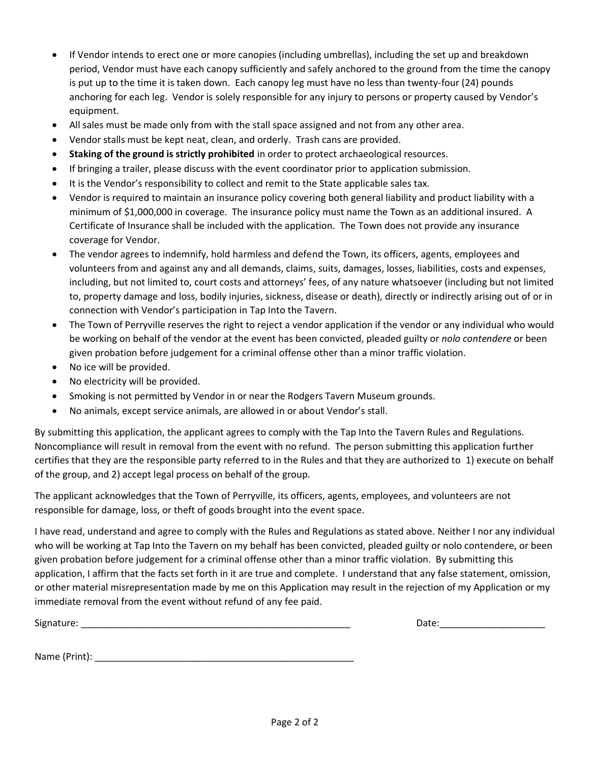- If Vendor intends to erect one or more canopies (including umbrellas), including the set up and breakdown period, Vendor must have each canopy sufficiently and safely anchored to the ground from the time the canopy is put up to the time it is taken down. Each canopy leg must have no less than twenty-four (24) pounds anchoring for each leg. Vendor is solely responsible for any injury to persons or property caused by Vendor's equipment.
- All sales must be made only from with the stall space assigned and not from any other area.
- Vendor stalls must be kept neat, clean, and orderly. Trash cans are provided.
- **Staking of the ground is strictly prohibited** in order to protect archaeological resources.
- If bringing a trailer, please discuss with the event coordinator prior to application submission.
- It is the Vendor's responsibility to collect and remit to the State applicable sales tax.
- Vendor is required to maintain an insurance policy covering both general liability and product liability with a minimum of $1,000,000 in coverage. The insurance policy must name the Town as an additional insured. A Certificate of Insurance shall be included with the application. The Town does not provide any insurance coverage for Vendor.
- The vendor agrees to indemnify, hold harmless and defend the Town, its officers, agents, employees and volunteers from and against any and all demands, claims, suits, damages, losses, liabilities, costs and expenses, including, but not limited to, court costs and attorneys' fees, of any nature whatsoever (including but not limited to, property damage and loss, bodily injuries, sickness, disease or death), directly or indirectly arising out of or in connection with Vendor's participation in Tap Into the Tavern.
- The Town of Perryville reserves the right to reject a vendor application if the vendor or any individual who would be working on behalf of the vendor at the event has been convicted, pleaded guilty or *nolo contendere* or been given probation before judgement for a criminal offense other than a minor traffic violation.
- No ice will be provided.
- No electricity will be provided.
- Smoking is not permitted by Vendor in or near the Rodgers Tavern Museum grounds.
- No animals, except service animals, are allowed in or about Vendor's stall.

By submitting this application, the applicant agrees to comply with the Tap Into the Tavern Rules and Regulations. Noncompliance will result in removal from the event with no refund. The person submitting this application further certifies that they are the responsible party referred to in the Rules and that they are authorized to 1) execute on behalf of the group, and 2) accept legal process on behalf of the group.

The applicant acknowledges that the Town of Perryville, its officers, agents, employees, and volunteers are not responsible for damage, loss, or theft of goods brought into the event space.

I have read, understand and agree to comply with the Rules and Regulations as stated above. Neither I nor any individual who will be working at Tap Into the Tavern on my behalf has been convicted, pleaded guilty or nolo contendere, or been given probation before judgement for a criminal offense other than a minor traffic violation. By submitting this application, I affirm that the facts set forth in it are true and complete. I understand that any false statement, omission, or other material misrepresentation made by me on this Application may result in the rejection of my Application or my immediate removal from the event without refund of any fee paid.

Signature: _____________________________________________________ Date:____________________

Name (Print): ___________________________________________________